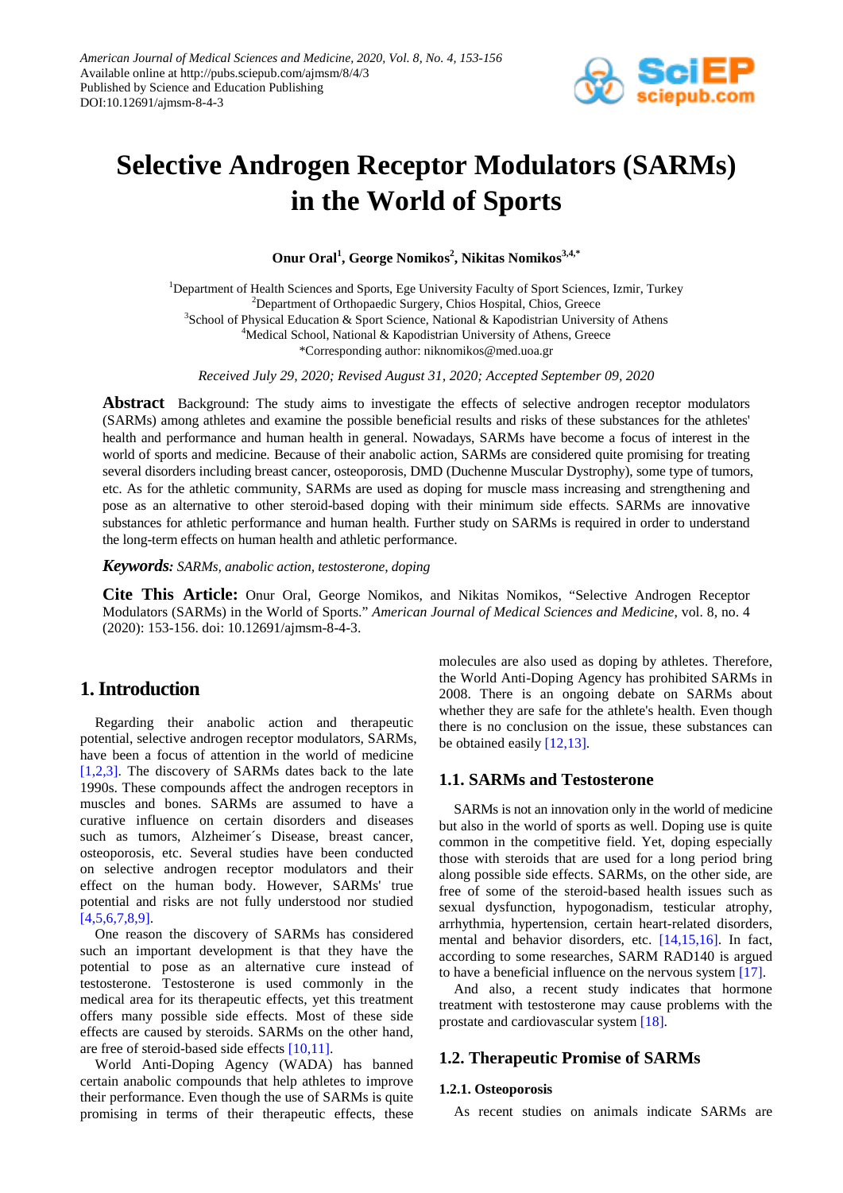# Selective Androgen Receptor Modulators (SARMs) in the World of Sports

**Onur Oral[1], George Nomikos[2], Nikitas Nomikos[3,4,*]**

[1]Department of Health Sciences and Sports, Ege University Faculty of Sport Sciences, Izmir, Turkey
[2]Department of Orthopaedic Surgery, Chios Hospital, Chios, Greece
[3]School of Physical Education & Sport Science, National & Kapodistrian University of Athens
[4]Medical School, National & Kapodistrian University of Athens, Greece
*Corresponding author: niknomikos@med.uoa.gr

*Received July 29, 2020; Revised August 31, 2020; Accepted September 09, 2020*

**Abstract** Background: The study aims to investigate the effects of selective androgen receptor modulators (SARMs) among athletes and examine the possible beneficial results and risks of these substances for the athletes' health and performance and human health in general. Nowadays, SARMs have become a focus of interest in the world of sports and medicine. Because of their anabolic action, SARMs are considered quite promising for treating several disorders including breast cancer, osteoporosis, DMD (Duchenne Muscular Dystrophy), some type of tumors, etc. As for the athletic community, SARMs are used as doping for muscle mass increasing and strengthening and pose as an alternative to other steroid-based doping with their minimum side effects. SARMs are innovative substances for athletic performance and human health. Further study on SARMs is required in order to understand the long-term effects on human health and athletic performance.

***Keywords:*** *SARMs, anabolic action, testosterone, doping*

**Cite This Article:** Onur Oral, George Nomikos, and Nikitas Nomikos, "Selective Androgen Receptor Modulators (SARMs) in the World of Sports." *American Journal of Medical Sciences and Medicine*, vol. 8, no. 4 (2020): 153-156. doi: 10.12691/ajmsm-8-4-3.

## 1. Introduction

Regarding their anabolic action and therapeutic potential, selective androgen receptor modulators, SARMs, have been a focus of attention in the world of medicine [1,2,3]. The discovery of SARMs dates back to the late 1990s. These compounds affect the androgen receptors in muscles and bones. SARMs are assumed to have a curative influence on certain disorders and diseases such as tumors, Alzheimer´s Disease, breast cancer, osteoporosis, etc. Several studies have been conducted on selective androgen receptor modulators and their effect on the human body. However, SARMs' true potential and risks are not fully understood nor studied [4,5,6,7,8,9].

One reason the discovery of SARMs has considered such an important development is that they have the potential to pose as an alternative cure instead of testosterone. Testosterone is used commonly in the medical area for its therapeutic effects, yet this treatment offers many possible side effects. Most of these side effects are caused by steroids. SARMs on the other hand, are free of steroid-based side effects [10,11].

World Anti-Doping Agency (WADA) has banned certain anabolic compounds that help athletes to improve their performance. Even though the use of SARMs is quite promising in terms of their therapeutic effects, these molecules are also used as doping by athletes. Therefore, the World Anti-Doping Agency has prohibited SARMs in 2008. There is an ongoing debate on SARMs about whether they are safe for the athlete's health. Even though there is no conclusion on the issue, these substances can be obtained easily [12,13].

### 1.1. SARMs and Testosterone

SARMs is not an innovation only in the world of medicine but also in the world of sports as well. Doping use is quite common in the competitive field. Yet, doping especially those with steroids that are used for a long period bring along possible side effects. SARMs, on the other side, are free of some of the steroid-based health issues such as sexual dysfunction, hypogonadism, testicular atrophy, arrhythmia, hypertension, certain heart-related disorders, mental and behavior disorders, etc. [14,15,16]. In fact, according to some researches, SARM RAD140 is argued to have a beneficial influence on the nervous system [17].

And also, a recent study indicates that hormone treatment with testosterone may cause problems with the prostate and cardiovascular system [18].

### 1.2. Therapeutic Promise of SARMs

#### 1.2.1. Osteoporosis

As recent studies on animals indicate SARMs are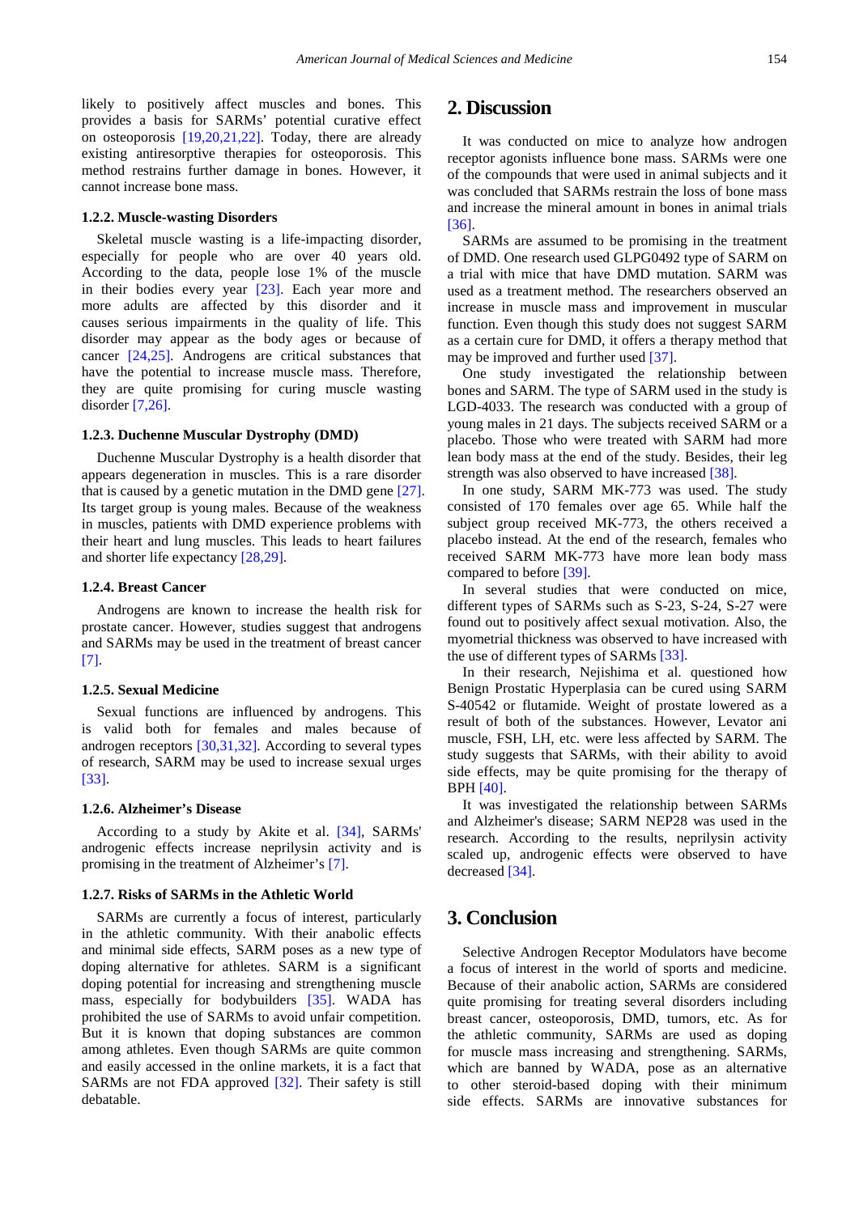likely to positively affect muscles and bones. This provides a basis for SARMs' potential curative effect on osteoporosis [19,20,21,22]. Today, there are already existing antiresorptive therapies for osteoporosis. This method restrains further damage in bones. However, it cannot increase bone mass.

### 1.2.2. Muscle-wasting Disorders

Skeletal muscle wasting is a life-impacting disorder, especially for people who are over 40 years old. According to the data, people lose 1% of the muscle in their bodies every year [23]. Each year more and more adults are affected by this disorder and it causes serious impairments in the quality of life. This disorder may appear as the body ages or because of cancer [24,25]. Androgens are critical substances that have the potential to increase muscle mass. Therefore, they are quite promising for curing muscle wasting disorder [7,26].

### 1.2.3. Duchenne Muscular Dystrophy (DMD)

Duchenne Muscular Dystrophy is a health disorder that appears degeneration in muscles. This is a rare disorder that is caused by a genetic mutation in the DMD gene [27]. Its target group is young males. Because of the weakness in muscles, patients with DMD experience problems with their heart and lung muscles. This leads to heart failures and shorter life expectancy [28,29].

### 1.2.4. Breast Cancer

Androgens are known to increase the health risk for prostate cancer. However, studies suggest that androgens and SARMs may be used in the treatment of breast cancer [7].

### 1.2.5. Sexual Medicine

Sexual functions are influenced by androgens. This is valid both for females and males because of androgen receptors [30,31,32]. According to several types of research, SARM may be used to increase sexual urges [33].

### 1.2.6. Alzheimer's Disease

According to a study by Akite et al. [34], SARMs' androgenic effects increase neprilysin activity and is promising in the treatment of Alzheimer's [7].

### 1.2.7. Risks of SARMs in the Athletic World

SARMs are currently a focus of interest, particularly in the athletic community. With their anabolic effects and minimal side effects, SARM poses as a new type of doping alternative for athletes. SARM is a significant doping potential for increasing and strengthening muscle mass, especially for bodybuilders [35]. WADA has prohibited the use of SARMs to avoid unfair competition. But it is known that doping substances are common among athletes. Even though SARMs are quite common and easily accessed in the online markets, it is a fact that SARMs are not FDA approved [32]. Their safety is still debatable.

## 2. Discussion

It was conducted on mice to analyze how androgen receptor agonists influence bone mass. SARMs were one of the compounds that were used in animal subjects and it was concluded that SARMs restrain the loss of bone mass and increase the mineral amount in bones in animal trials [36].

SARMs are assumed to be promising in the treatment of DMD. One research used GLPG0492 type of SARM on a trial with mice that have DMD mutation. SARM was used as a treatment method. The researchers observed an increase in muscle mass and improvement in muscular function. Even though this study does not suggest SARM as a certain cure for DMD, it offers a therapy method that may be improved and further used [37].

One study investigated the relationship between bones and SARM. The type of SARM used in the study is LGD-4033. The research was conducted with a group of young males in 21 days. The subjects received SARM or a placebo. Those who were treated with SARM had more lean body mass at the end of the study. Besides, their leg strength was also observed to have increased [38].

In one study, SARM MK-773 was used. The study consisted of 170 females over age 65. While half the subject group received MK-773, the others received a placebo instead. At the end of the research, females who received SARM MK-773 have more lean body mass compared to before [39].

In several studies that were conducted on mice, different types of SARMs such as S-23, S-24, S-27 were found out to positively affect sexual motivation. Also, the myometrial thickness was observed to have increased with the use of different types of SARMs [33].

In their research, Nejishima et al. questioned how Benign Prostatic Hyperplasia can be cured using SARM S-40542 or flutamide. Weight of prostate lowered as a result of both of the substances. However, Levator ani muscle, FSH, LH, etc. were less affected by SARM. The study suggests that SARMs, with their ability to avoid side effects, may be quite promising for the therapy of BPH [40].

It was investigated the relationship between SARMs and Alzheimer's disease; SARM NEP28 was used in the research. According to the results, neprilysin activity scaled up, androgenic effects were observed to have decreased [34].

## 3. Conclusion

Selective Androgen Receptor Modulators have become a focus of interest in the world of sports and medicine. Because of their anabolic action, SARMs are considered quite promising for treating several disorders including breast cancer, osteoporosis, DMD, tumors, etc. As for the athletic community, SARMs are used as doping for muscle mass increasing and strengthening. SARMs, which are banned by WADA, pose as an alternative to other steroid-based doping with their minimum side effects. SARMs are innovative substances for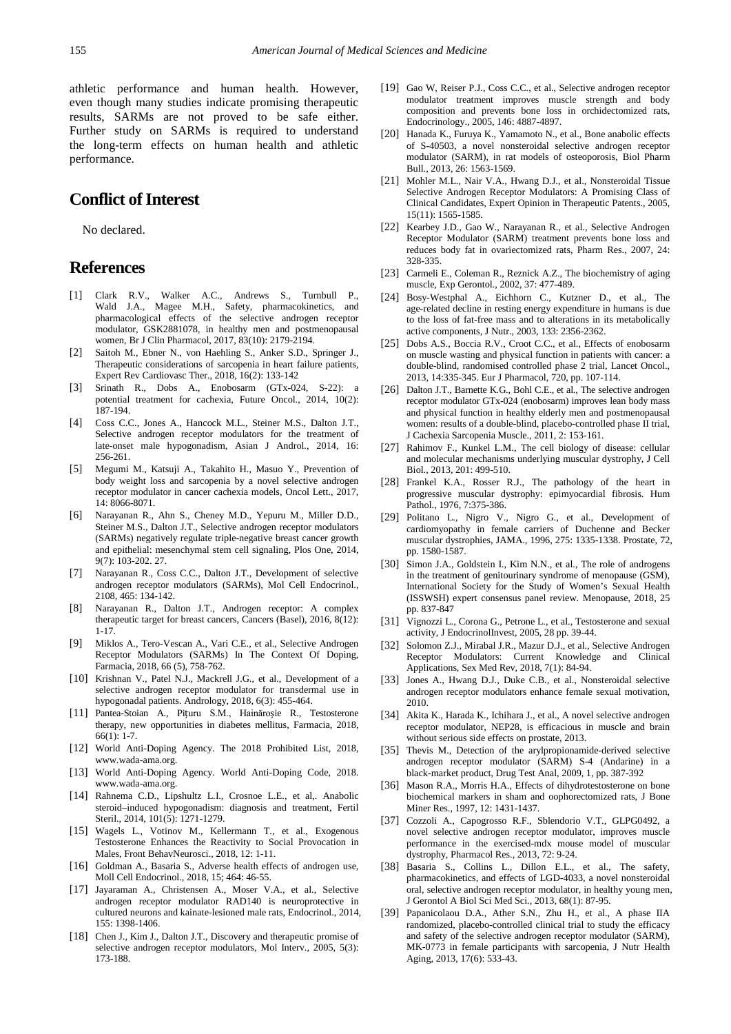athletic performance and human health. However, even though many studies indicate promising therapeutic results, SARMs are not proved to be safe either. Further study on SARMs is required to understand the long-term effects on human health and athletic performance.

## Conflict of Interest

No declared.

## References

[1] Clark R.V., Walker A.C., Andrews S., Turnbull P., Wald J.A., Magee M.H., Safety, pharmacokinetics, and pharmacological effects of the selective androgen receptor modulator, GSK2881078, in healthy men and postmenopausal women, Br J Clin Pharmacol, 2017, 83(10): 2179-2194.

[2] Saitoh M., Ebner N., von Haehling S., Anker S.D., Springer J., Therapeutic considerations of sarcopenia in heart failure patients, Expert Rev Cardiovasc Ther., 2018, 16(2): 133-142

[3] Srinath R., Dobs A., Enobosarm (GTx-024, S-22): a potential treatment for cachexia, Future Oncol., 2014, 10(2): 187-194.

[4] Coss C.C., Jones A., Hancock M.L., Steiner M.S., Dalton J.T., Selective androgen receptor modulators for the treatment of late-onset male hypogonadism, Asian J Androl., 2014, 16: 256-261.

[5] Megumi M., Katsuji A., Takahito H., Masuo Y., Prevention of body weight loss and sarcopenia by a novel selective androgen receptor modulator in cancer cachexia models, Oncol Lett., 2017, 14: 8066-8071.

[6] Narayanan R., Ahn S., Cheney M.D., Yepuru M., Miller D.D., Steiner M.S., Dalton J.T., Selective androgen receptor modulators (SARMs) negatively regulate triple-negative breast cancer growth and epithelial: mesenchymal stem cell signaling, Plos One, 2014, 9(7): 103-202. 27.

[7] Narayanan R., Coss C.C., Dalton J.T., Development of selective androgen receptor modulators (SARMs), Mol Cell Endocrinol., 2108, 465: 134-142.

[8] Narayanan R., Dalton J.T., Androgen receptor: A complex therapeutic target for breast cancers, Cancers (Basel), 2016, 8(12): 1-17.

[9] Miklos A., Tero-Vescan A., Vari C.E., et al., Selective Androgen Receptor Modulators (SARMs) In The Context Of Doping, Farmacia, 2018, 66 (5), 758-762.

[10] Krishnan V., Patel N.J., Mackrell J.G., et al., Development of a selective androgen receptor modulator for transdermal use in hypogonadal patients. Andrology, 2018, 6(3): 455-464.

[11] Pantea-Stoian A., Pițuru S.M., Hainăroșie R., Testosterone therapy, new opportunities in diabetes mellitus, Farmacia, 2018, 66(1): 1-7.

[12] World Anti-Doping Agency. The 2018 Prohibited List, 2018, www.wada-ama.org.

[13] World Anti-Doping Agency. World Anti-Doping Code, 2018. www.wada-ama.org.

[14] Rahnema C.D., Lipshultz L.I., Crosnoe L.E., et al,. Anabolic steroid–induced hypogonadism: diagnosis and treatment, Fertil Steril., 2014, 101(5): 1271-1279.

[15] Wagels L., Votinov M., Kellermann T., et al., Exogenous Testosterone Enhances the Reactivity to Social Provocation in Males, Front BehavNeurosci., 2018, 12: 1-11.

[16] Goldman A., Basaria S., Adverse health effects of androgen use, Moll Cell Endocrinol., 2018, 15; 464: 46-55.

[17] Jayaraman A., Christensen A., Moser V.A., et al., Selective androgen receptor modulator RAD140 is neuroprotective in cultured neurons and kainate-lesioned male rats, Endocrinol., 2014, 155: 1398-1406.

[18] Chen J., Kim J., Dalton J.T., Discovery and therapeutic promise of selective androgen receptor modulators, Mol Interv., 2005, 5(3): 173-188.

[19] Gao W, Reiser P.J., Coss C.C., et al., Selective androgen receptor modulator treatment improves muscle strength and body composition and prevents bone loss in orchidectomized rats, Endocrinology., 2005, 146: 4887-4897.

[20] Hanada K., Furuya K., Yamamoto N., et al., Bone anabolic effects of S-40503, a novel nonsteroidal selective androgen receptor modulator (SARM), in rat models of osteoporosis, Biol Pharm Bull., 2013, 26: 1563-1569.

[21] Mohler M.L., Nair V.A., Hwang D.J., et al., Nonsteroidal Tissue Selective Androgen Receptor Modulators: A Promising Class of Clinical Candidates, Expert Opinion in Therapeutic Patents., 2005, 15(11): 1565-1585.

[22] Kearbey J.D., Gao W., Narayanan R., et al., Selective Androgen Receptor Modulator (SARM) treatment prevents bone loss and reduces body fat in ovariectomized rats, Pharm Res., 2007, 24: 328-335.

[23] Carmeli E., Coleman R., Reznick A.Z., The biochemistry of aging muscle, Exp Gerontol., 2002, 37: 477-489.

[24] Bosy-Westphal A., Eichhorn C., Kutzner D., et al., The age-related decline in resting energy expenditure in humans is due to the loss of fat-free mass and to alterations in its metabolically active components, J Nutr., 2003, 133: 2356-2362.

[25] Dobs A.S., Boccia R.V., Croot C.C., et al., Effects of enobosarm on muscle wasting and physical function in patients with cancer: a double-blind, randomised controlled phase 2 trial, Lancet Oncol., 2013, 14:335-345. Eur J Pharmacol, 720, pp. 107-114.

[26] Dalton J.T., Barnette K.G., Bohl C.E., et al., The selective androgen receptor modulator GTx-024 (enobosarm) improves lean body mass and physical function in healthy elderly men and postmenopausal women: results of a double-blind, placebo-controlled phase II trial, J Cachexia Sarcopenia Muscle., 2011, 2: 153-161.

[27] Rahimov F., Kunkel L.M., The cell biology of disease: cellular and molecular mechanisms underlying muscular dystrophy, J Cell Biol., 2013, 201: 499-510.

[28] Frankel K.A., Rosser R.J., The pathology of the heart in progressive muscular dystrophy: epimyocardial fibrosis. Hum Pathol., 1976, 7:375-386.

[29] Politano L., Nigro V., Nigro G., et al., Development of cardiomyopathy in female carriers of Duchenne and Becker muscular dystrophies, JAMA., 1996, 275: 1335-1338. Prostate, 72, pp. 1580-1587.

[30] Simon J.A., Goldstein I., Kim N.N., et al., The role of androgens in the treatment of genitourinary syndrome of menopause (GSM), International Society for the Study of Women's Sexual Health (ISSWSH) expert consensus panel review. Menopause, 2018, 25 pp. 837-847

[31] Vignozzi L., Corona G., Petrone L., et al., Testosterone and sexual activity, J EndocrinolInvest, 2005, 28 pp. 39-44.

[32] Solomon Z.J., Mirabal J.R., Mazur D.J., et al., Selective Androgen Receptor Modulators: Current Knowledge and Clinical Applications, Sex Med Rev, 2018, 7(1): 84-94.

[33] Jones A., Hwang D.J., Duke C.B., et al., Nonsteroidal selective androgen receptor modulators enhance female sexual motivation, 2010.

[34] Akita K., Harada K., Ichihara J., et al., A novel selective androgen receptor modulator, NEP28, is efficacious in muscle and brain without serious side effects on prostate, 2013.

[35] Thevis M., Detection of the arylpropionamide-derived selective androgen receptor modulator (SARM) S-4 (Andarine) in a black-market product, Drug Test Anal, 2009, 1, pp. 387-392

[36] Mason R.A., Morris H.A., Effects of dihydrotestosterone on bone biochemical markers in sham and oophorectomized rats, J Bone Miner Res., 1997, 12: 1431-1437.

[37] Cozzoli A., Capogrosso R.F., Sblendorio V.T., GLPG0492, a novel selective androgen receptor modulator, improves muscle performance in the exercised-mdx mouse model of muscular dystrophy, Pharmacol Res., 2013, 72: 9-24.

[38] Basaria S., Collins L., Dillon E.L., et al., The safety, pharmacokinetics, and effects of LGD-4033, a novel nonsteroidal oral, selective androgen receptor modulator, in healthy young men, J Gerontol A Biol Sci Med Sci., 2013, 68(1): 87-95.

[39] Papanicolaou D.A., Ather S.N., Zhu H., et al., A phase IIA randomized, placebo-controlled clinical trial to study the efficacy and safety of the selective androgen receptor modulator (SARM), MK-0773 in female participants with sarcopenia, J Nutr Health Aging, 2013, 17(6): 533-43.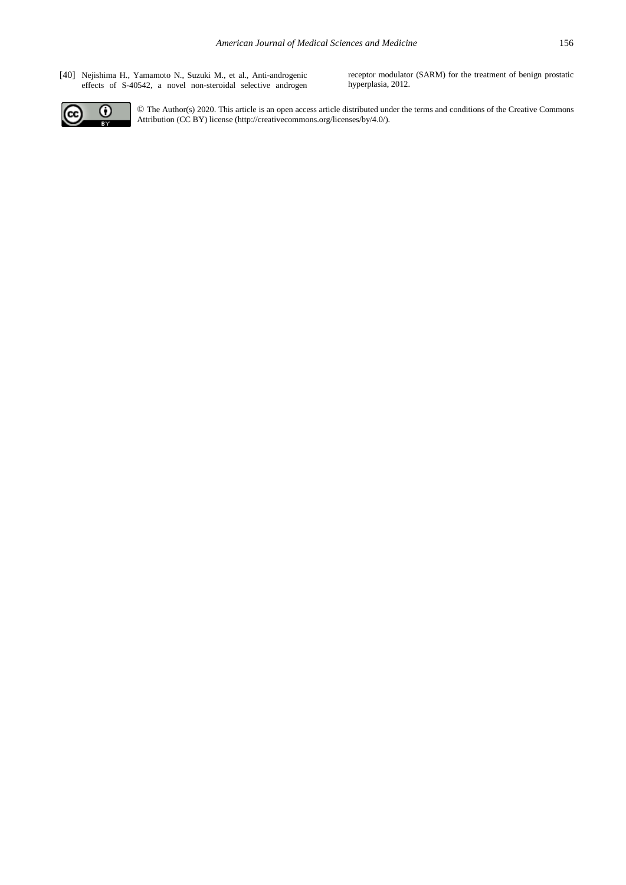[40] Nejishima H., Yamamoto N., Suzuki M., et al., Anti-androgenic effects of S-40542, a novel non-steroidal selective androgen receptor modulator (SARM) for the treatment of benign prostatic hyperplasia, 2012.

© The Author(s) 2020. This article is an open access article distributed under the terms and conditions of the Creative Commons Attribution (CC BY) license (http://creativecommons.org/licenses/by/4.0/).